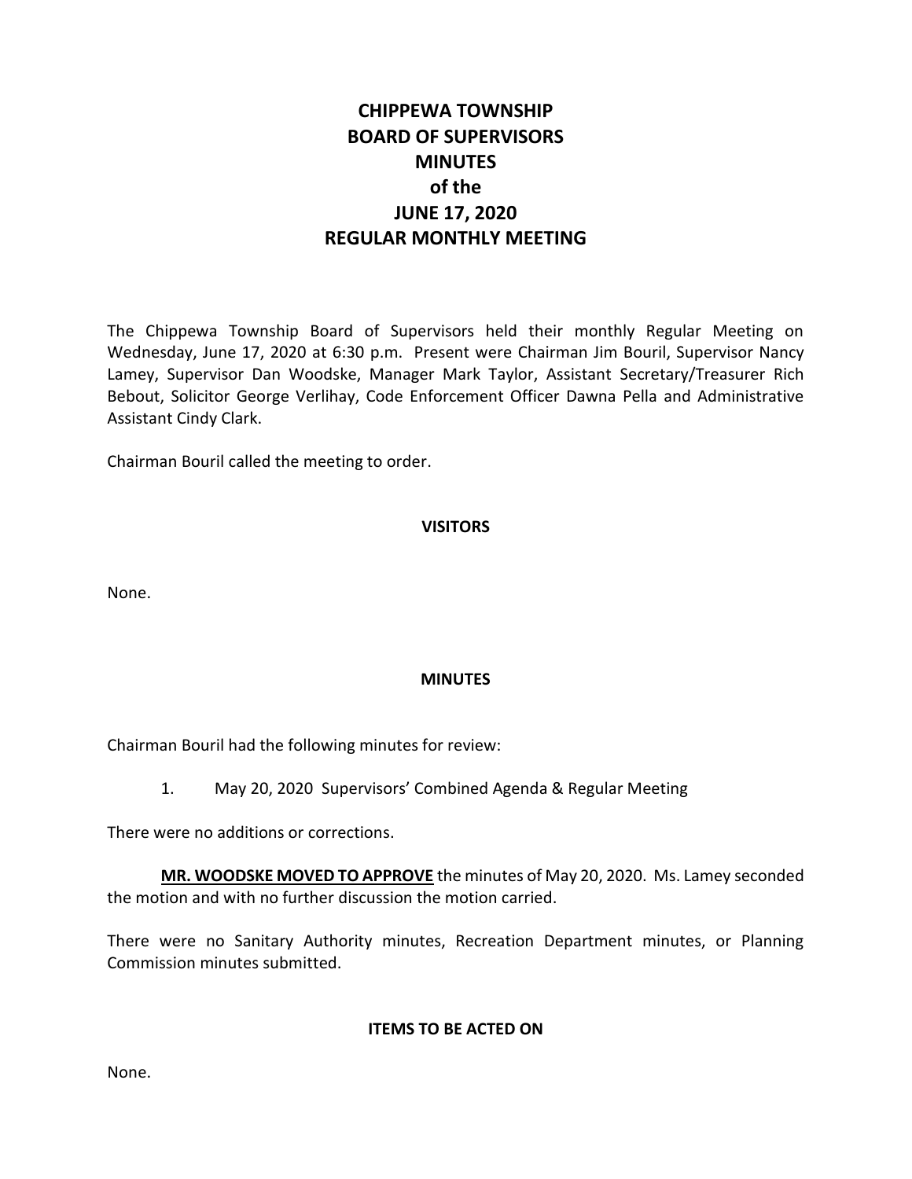# CHIPPEWA TOWNSHIP
# BOARD OF SUPERVISORS
# MINUTES
# of the
# JUNE 17, 2020
# REGULAR MONTHLY MEETING

The Chippewa Township Board of Supervisors held their monthly Regular Meeting on Wednesday, June 17, 2020 at 6:30 p.m. Present were Chairman Jim Bouril, Supervisor Nancy Lamey, Supervisor Dan Woodske, Manager Mark Taylor, Assistant Secretary/Treasurer Rich Bebout, Solicitor George Verlihay, Code Enforcement Officer Dawna Pella and Administrative Assistant Cindy Clark.

Chairman Bouril called the meeting to order.

## VISITORS

None.

## MINUTES

Chairman Bouril had the following minutes for review:

1. May 20, 2020 Supervisors' Combined Agenda & Regular Meeting

There were no additions or corrections.

**MR. WOODSKE MOVED TO APPROVE** the minutes of May 20, 2020. Ms. Lamey seconded the motion and with no further discussion the motion carried.

There were no Sanitary Authority minutes, Recreation Department minutes, or Planning Commission minutes submitted.

## ITEMS TO BE ACTED ON

None.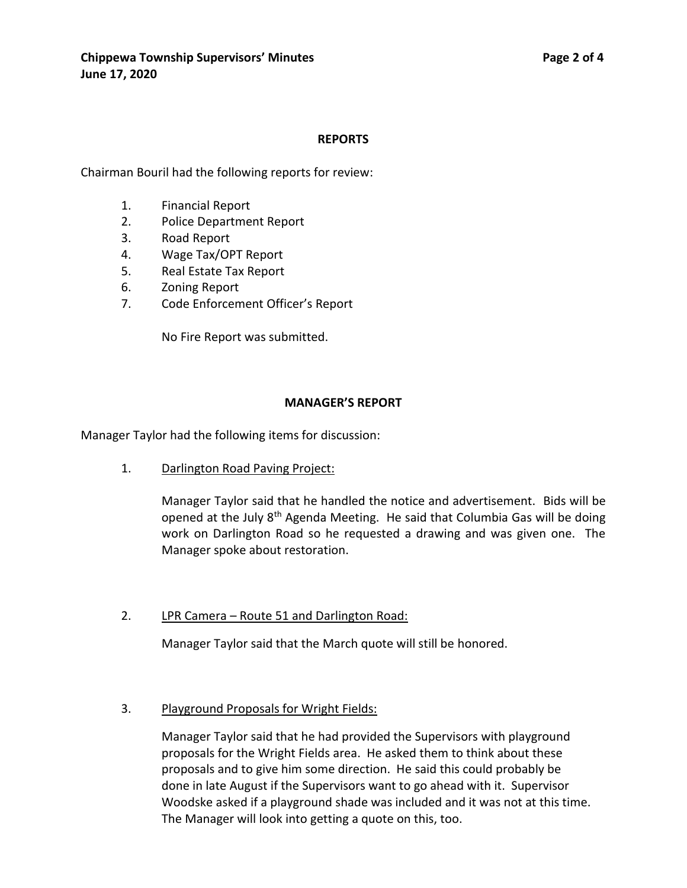## REPORTS

Chairman Bouril had the following reports for review:

1. Financial Report
2. Police Department Report
3. Road Report
4. Wage Tax/OPT Report
5. Real Estate Tax Report
6. Zoning Report
7. Code Enforcement Officer's Report

No Fire Report was submitted.

## MANAGER'S REPORT

Manager Taylor had the following items for discussion:

1. <u>Darlington Road Paving Project:</u>

   Manager Taylor said that he handled the notice and advertisement. Bids will be opened at the July 8th Agenda Meeting. He said that Columbia Gas will be doing work on Darlington Road so he requested a drawing and was given one. The Manager spoke about restoration.

2. <u>LPR Camera – Route 51 and Darlington Road:</u>

   Manager Taylor said that the March quote will still be honored.

3. <u>Playground Proposals for Wright Fields:</u>

   Manager Taylor said that he had provided the Supervisors with playground proposals for the Wright Fields area. He asked them to think about these proposals and to give him some direction. He said this could probably be done in late August if the Supervisors want to go ahead with it. Supervisor Woodske asked if a playground shade was included and it was not at this time. The Manager will look into getting a quote on this, too.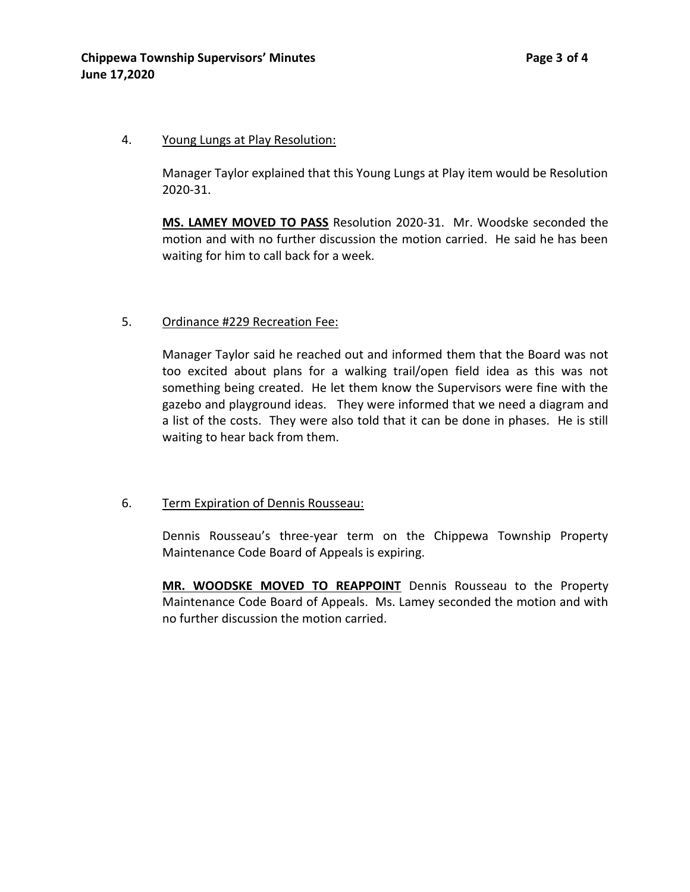4. <u>Young Lungs at Play Resolution:</u>

Manager Taylor explained that this Young Lungs at Play item would be Resolution 2020-31.

**<u>MS. LAMEY MOVED TO PASS</u>** Resolution 2020-31. Mr. Woodske seconded the motion and with no further discussion the motion carried. He said he has been waiting for him to call back for a week.

5. <u>Ordinance #229 Recreation Fee:</u>

Manager Taylor said he reached out and informed them that the Board was not too excited about plans for a walking trail/open field idea as this was not something being created. He let them know the Supervisors were fine with the gazebo and playground ideas. They were informed that we need a diagram and a list of the costs. They were also told that it can be done in phases. He is still waiting to hear back from them.

6. <u>Term Expiration of Dennis Rousseau:</u>

Dennis Rousseau's three-year term on the Chippewa Township Property Maintenance Code Board of Appeals is expiring.

**<u>MR. WOODSKE MOVED TO REAPPOINT</u>** Dennis Rousseau to the Property Maintenance Code Board of Appeals. Ms. Lamey seconded the motion and with no further discussion the motion carried.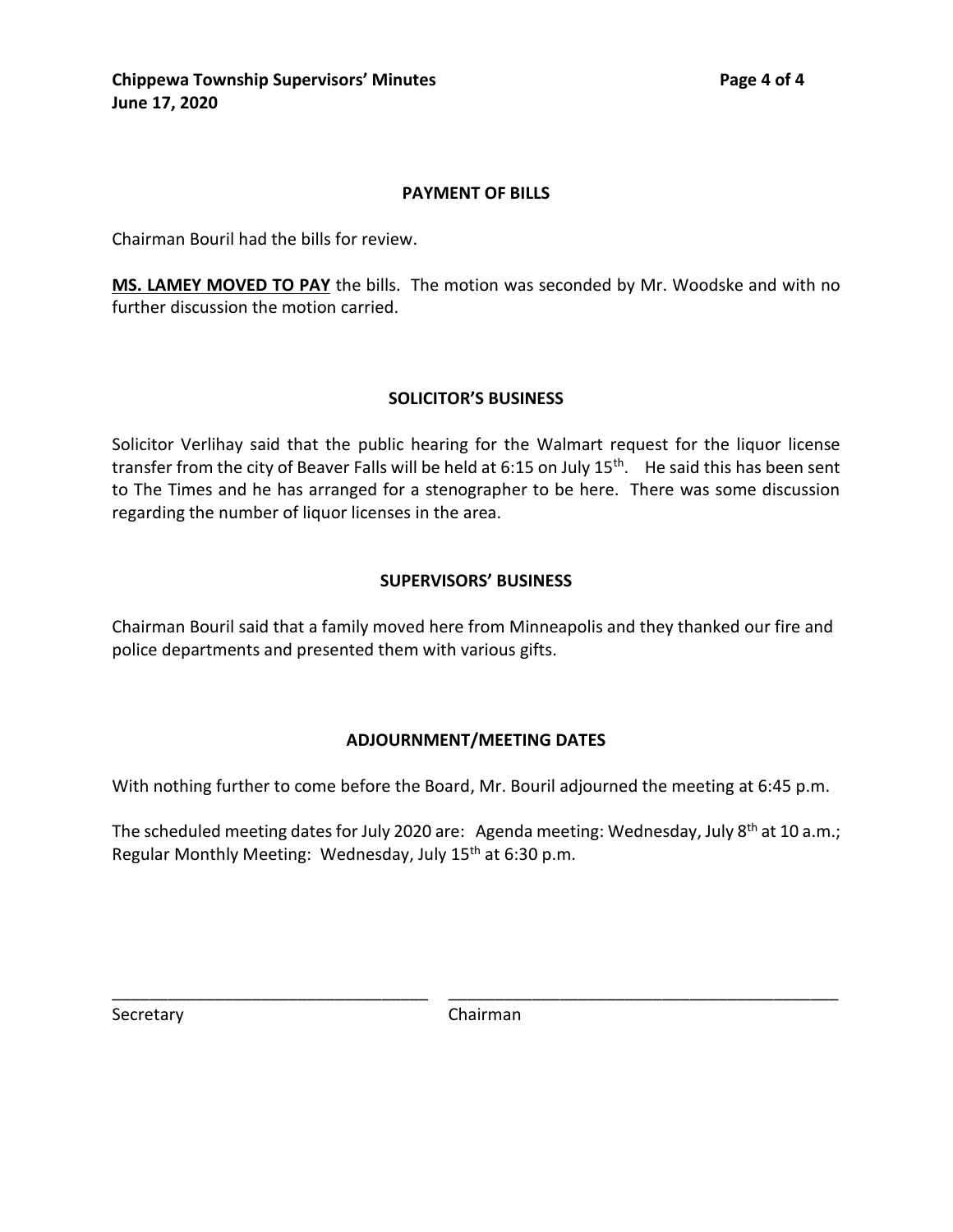## PAYMENT OF BILLS

Chairman Bouril had the bills for review.

**MS. LAMEY MOVED TO PAY** the bills. The motion was seconded by Mr. Woodske and with no further discussion the motion carried.

## SOLICITOR'S BUSINESS

Solicitor Verlihay said that the public hearing for the Walmart request for the liquor license transfer from the city of Beaver Falls will be held at 6:15 on July 15th. He said this has been sent to The Times and he has arranged for a stenographer to be here. There was some discussion regarding the number of liquor licenses in the area.

## SUPERVISORS' BUSINESS

Chairman Bouril said that a family moved here from Minneapolis and they thanked our fire and police departments and presented them with various gifts.

## ADJOURNMENT/MEETING DATES

With nothing further to come before the Board, Mr. Bouril adjourned the meeting at 6:45 p.m.

The scheduled meeting dates for July 2020 are: Agenda meeting: Wednesday, July 8th at 10 a.m.; Regular Monthly Meeting: Wednesday, July 15th at 6:30 p.m.

\_\_\_\_\_\_\_\_\_\_\_\_\_\_\_\_\_\_\_\_\_\_\_\_\_\_\_\_\_\_\_\_\_\_\_\_ \_\_\_\_\_\_\_\_\_\_\_\_\_\_\_\_\_\_\_\_\_\_\_\_\_\_\_\_\_\_\_\_\_\_\_\_\_\_\_\_\_\_\_\_

Secretary Chairman